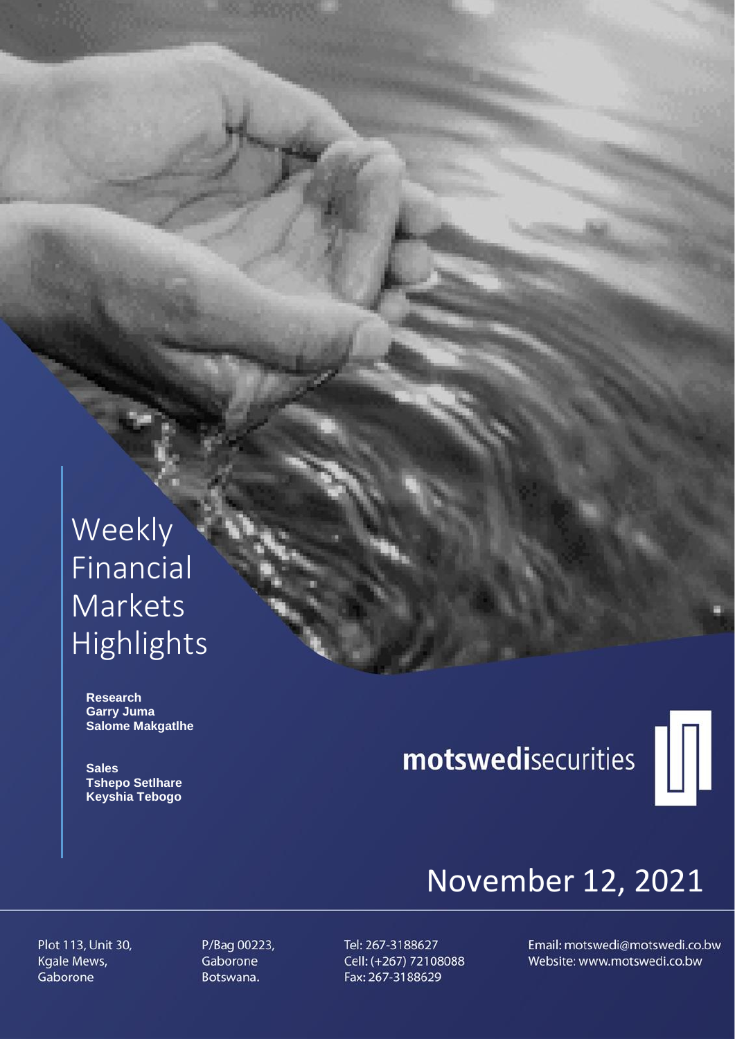# Weekly Financial Markets Highlights

**Research**
**Garry Juma**
**Salome Makgatlhe**

**Sales**
**Tshepo Setlhare**
**Keyshia Tebogo**

**motswedi**securities

November 12, 2021

Plot 113, Unit 30,
Kgale Mews,
Gaborone

P/Bag 00223,
Gaborone
Botswana.

Tel: 267-3188627
Cell: (+267) 72108088
Fax: 267-3188629

Email: motswedi@motswedi.co.bw
Website: www.motswedi.co.bw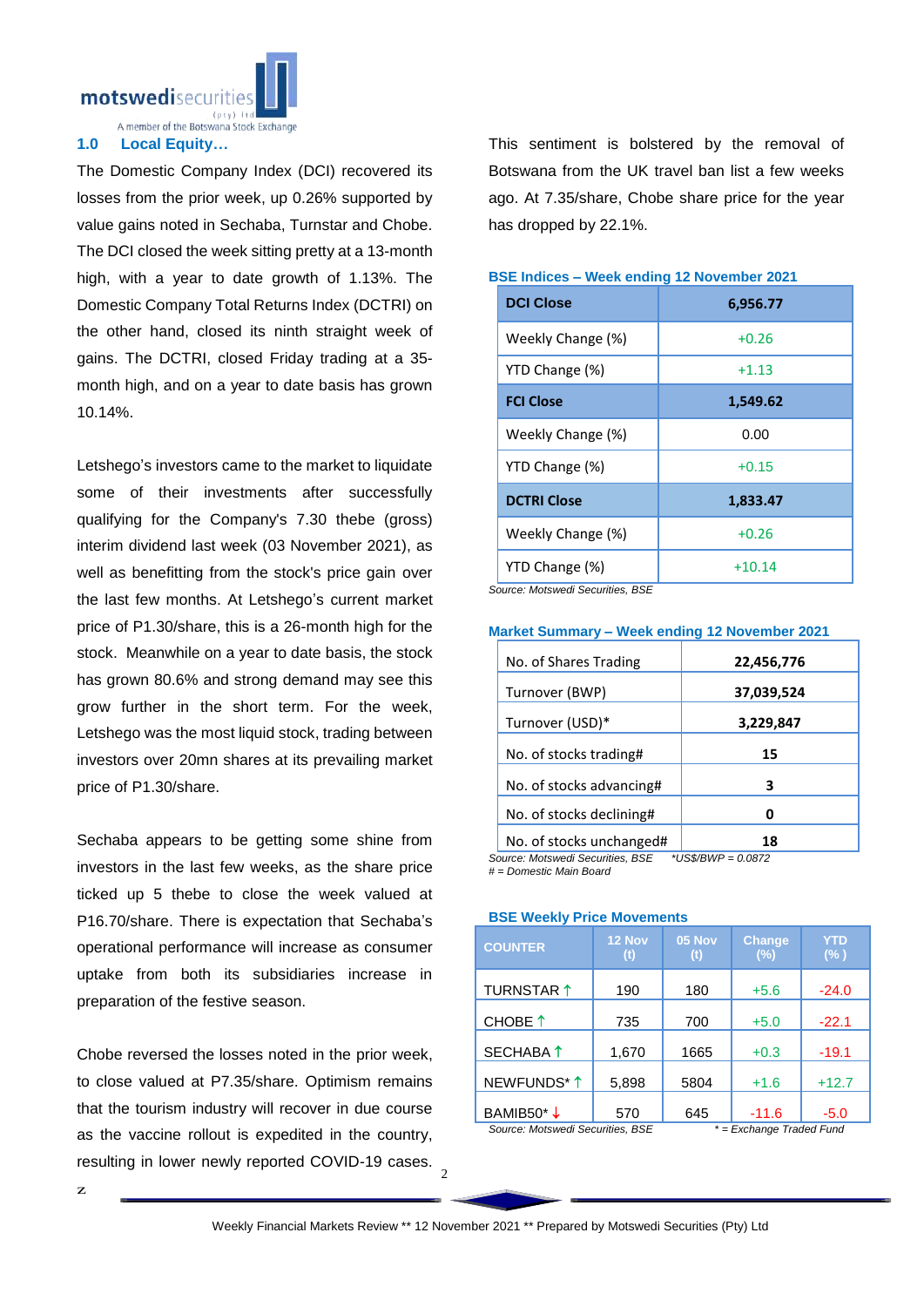## 1.0 Local Equity…

The Domestic Company Index (DCI) recovered its losses from the prior week, up 0.26% supported by value gains noted in Sechaba, Turnstar and Chobe. The DCI closed the week sitting pretty at a 13-month high, with a year to date growth of 1.13%. The Domestic Company Total Returns Index (DCTRI) on the other hand, closed its ninth straight week of gains. The DCTRI, closed Friday trading at a 35-month high, and on a year to date basis has grown 10.14%.

Letshego's investors came to the market to liquidate some of their investments after successfully qualifying for the Company's 7.30 thebe (gross) interim dividend last week (03 November 2021), as well as benefitting from the stock's price gain over the last few months. At Letshego's current market price of P1.30/share, this is a 26-month high for the stock. Meanwhile on a year to date basis, the stock has grown 80.6% and strong demand may see this grow further in the short term. For the week, Letshego was the most liquid stock, trading between investors over 20mn shares at its prevailing market price of P1.30/share.

Sechaba appears to be getting some shine from investors in the last few weeks, as the share price ticked up 5 thebe to close the week valued at P16.70/share. There is expectation that Sechaba's operational performance will increase as consumer uptake from both its subsidiaries increase in preparation of the festive season.

Chobe reversed the losses noted in the prior week, to close valued at P7.35/share. Optimism remains that the tourism industry will recover in due course as the vaccine rollout is expedited in the country, resulting in lower newly reported COVID-19 cases. This sentiment is bolstered by the removal of Botswana from the UK travel ban list a few weeks ago. At 7.35/share, Chobe share price for the year has dropped by 22.1%.

**BSE Indices – Week ending 12 November 2021**

| DCI Close | 6,956.77 |
|---|---|
| Weekly Change (%) | +0.26 |
| YTD Change (%) | +1.13 |
| **FCI Close** | **1,549.62** |
| Weekly Change (%) | 0.00 |
| YTD Change (%) | +0.15 |
| **DCTRI Close** | **1,833.47** |
| Weekly Change (%) | +0.26 |
| YTD Change (%) | +10.14 |

*Source: Motswedi Securities, BSE*

**Market Summary – Week ending 12 November 2021**

| No. of Shares Trading | 22,456,776 |
|---|---|
| Turnover (BWP) | 37,039,524 |
| Turnover (USD)* | 3,229,847 |
| No. of stocks trading# | 15 |
| No. of stocks advancing# | 3 |
| No. of stocks declining# | 0 |
| No. of stocks unchanged# | 18 |

*Source: Motswedi Securities, BSE* *US$/BWP = 0.0872*
*# = Domestic Main Board*

**BSE Weekly Price Movements**

| COUNTER | 12 Nov (t) | 05 Nov (t) | Change (%) | YTD (%) |
|---|---|---|---|---|
| TURNSTAR ↑ | 190 | 180 | +5.6 | -24.0 |
| CHOBE ↑ | 735 | 700 | +5.0 | -22.1 |
| SECHABA ↑ | 1,670 | 1665 | +0.3 | -19.1 |
| NEWFUNDS* ↑ | 5,898 | 5804 | +1.6 | +12.7 |
| BAMIB50* ↓ | 570 | 645 | -11.6 | -5.0 |

*Source: Motswedi Securities, BSE* * = Exchange Traded Fund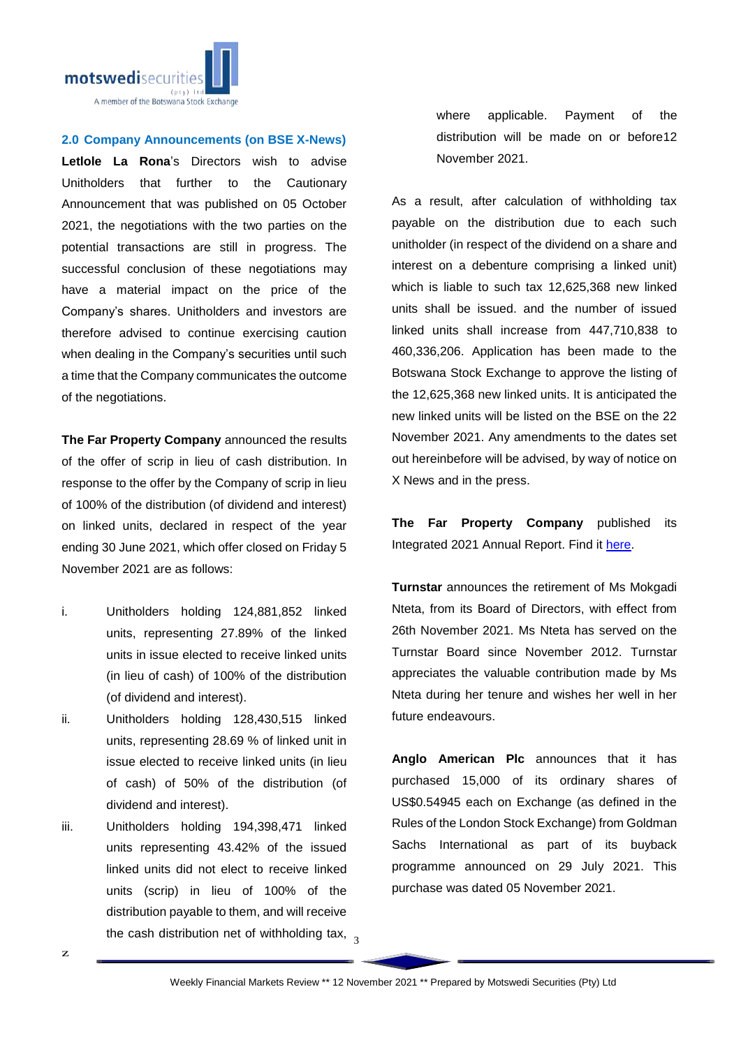## 2.0 Company Announcements (on BSE X-News)

**Letlole La Rona**'s Directors wish to advise Unitholders that further to the Cautionary Announcement that was published on 05 October 2021, the negotiations with the two parties on the potential transactions are still in progress. The successful conclusion of these negotiations may have a material impact on the price of the Company's shares. Unitholders and investors are therefore advised to continue exercising caution when dealing in the Company's securities until such a time that the Company communicates the outcome of the negotiations.

**The Far Property Company** announced the results of the offer of scrip in lieu of cash distribution. In response to the offer by the Company of scrip in lieu of 100% of the distribution (of dividend and interest) on linked units, declared in respect of the year ending 30 June 2021, which offer closed on Friday 5 November 2021 are as follows:

i. Unitholders holding 124,881,852 linked units, representing 27.89% of the linked units in issue elected to receive linked units (in lieu of cash) of 100% of the distribution (of dividend and interest).

ii. Unitholders holding 128,430,515 linked units, representing 28.69 % of linked unit in issue elected to receive linked units (in lieu of cash) of 50% of the distribution (of dividend and interest).

iii. Unitholders holding 194,398,471 linked units representing 43.42% of the issued linked units did not elect to receive linked units (scrip) in lieu of 100% of the distribution payable to them, and will receive the cash distribution net of withholding tax, where applicable. Payment of the distribution will be made on or before12 November 2021.

As a result, after calculation of withholding tax payable on the distribution due to each such unitholder (in respect of the dividend on a share and interest on a debenture comprising a linked unit) which is liable to such tax 12,625,368 new linked units shall be issued. and the number of issued linked units shall increase from 447,710,838 to 460,336,206. Application has been made to the Botswana Stock Exchange to approve the listing of the 12,625,368 new linked units. It is anticipated the new linked units will be listed on the BSE on the 22 November 2021. Any amendments to the dates set out hereinbefore will be advised, by way of notice on X News and in the press.

**The Far Property Company** published its Integrated 2021 Annual Report. Find it here.

**Turnstar** announces the retirement of Ms Mokgadi Nteta, from its Board of Directors, with effect from 26th November 2021. Ms Nteta has served on the Turnstar Board since November 2012. Turnstar appreciates the valuable contribution made by Ms Nteta during her tenure and wishes her well in her future endeavours.

**Anglo American Plc** announces that it has purchased 15,000 of its ordinary shares of US$0.54945 each on Exchange (as defined in the Rules of the London Stock Exchange) from Goldman Sachs International as part of its buyback programme announced on 29 July 2021. This purchase was dated 05 November 2021.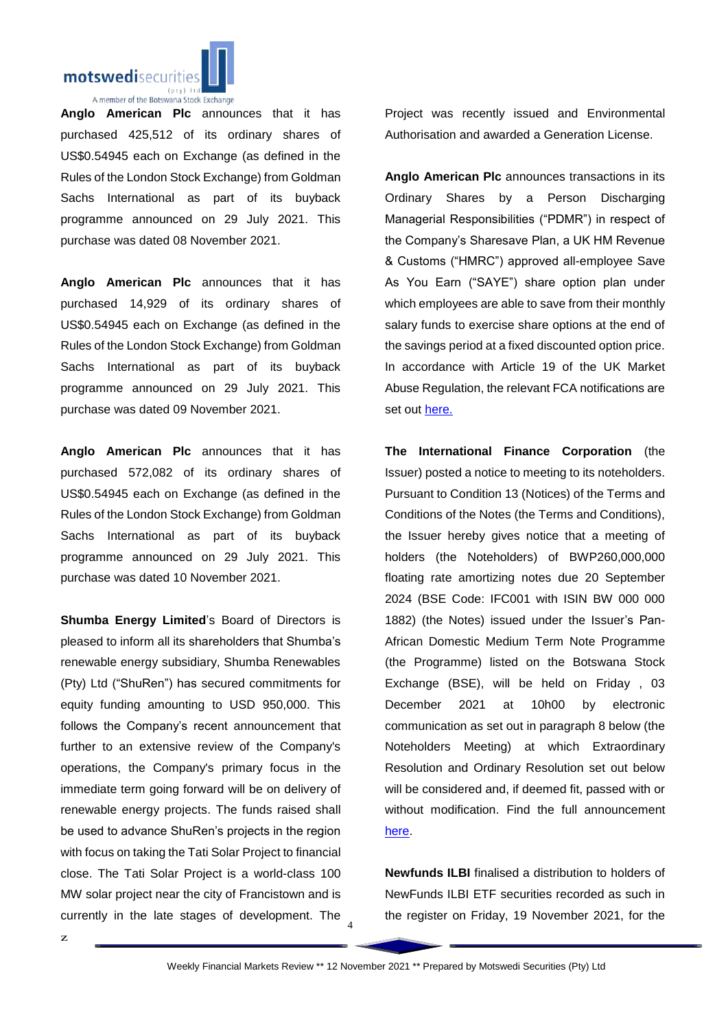**Anglo American Plc** announces that it has purchased 425,512 of its ordinary shares of US$0.54945 each on Exchange (as defined in the Rules of the London Stock Exchange) from Goldman Sachs International as part of its buyback programme announced on 29 July 2021. This purchase was dated 08 November 2021.

**Anglo American Plc** announces that it has purchased 14,929 of its ordinary shares of US$0.54945 each on Exchange (as defined in the Rules of the London Stock Exchange) from Goldman Sachs International as part of its buyback programme announced on 29 July 2021. This purchase was dated 09 November 2021.

**Anglo American Plc** announces that it has purchased 572,082 of its ordinary shares of US$0.54945 each on Exchange (as defined in the Rules of the London Stock Exchange) from Goldman Sachs International as part of its buyback programme announced on 29 July 2021. This purchase was dated 10 November 2021.

**Shumba Energy Limited**'s Board of Directors is pleased to inform all its shareholders that Shumba's renewable energy subsidiary, Shumba Renewables (Pty) Ltd ("ShuRen") has secured commitments for equity funding amounting to USD 950,000. This follows the Company's recent announcement that further to an extensive review of the Company's operations, the Company's primary focus in the immediate term going forward will be on delivery of renewable energy projects. The funds raised shall be used to advance ShuRen's projects in the region with focus on taking the Tati Solar Project to financial close. The Tati Solar Project is a world-class 100 MW solar project near the city of Francistown and is currently in the late stages of development. The Project was recently issued and Environmental Authorisation and awarded a Generation License.

**Anglo American Plc** announces transactions in its Ordinary Shares by a Person Discharging Managerial Responsibilities ("PDMR") in respect of the Company's Sharesave Plan, a UK HM Revenue & Customs ("HMRC") approved all-employee Save As You Earn ("SAYE") share option plan under which employees are able to save from their monthly salary funds to exercise share options at the end of the savings period at a fixed discounted option price. In accordance with Article 19 of the UK Market Abuse Regulation, the relevant FCA notifications are set out here.

**The International Finance Corporation** (the Issuer) posted a notice to meeting to its noteholders. Pursuant to Condition 13 (Notices) of the Terms and Conditions of the Notes (the Terms and Conditions), the Issuer hereby gives notice that a meeting of holders (the Noteholders) of BWP260,000,000 floating rate amortizing notes due 20 September 2024 (BSE Code: IFC001 with ISIN BW 000 000 1882) (the Notes) issued under the Issuer's Pan-African Domestic Medium Term Note Programme (the Programme) listed on the Botswana Stock Exchange (BSE), will be held on Friday , 03 December 2021 at 10h00 by electronic communication as set out in paragraph 8 below (the Noteholders Meeting) at which Extraordinary Resolution and Ordinary Resolution set out below will be considered and, if deemed fit, passed with or without modification. Find the full announcement here.

**Newfunds ILBI** finalised a distribution to holders of NewFunds ILBI ETF securities recorded as such in the register on Friday, 19 November 2021, for the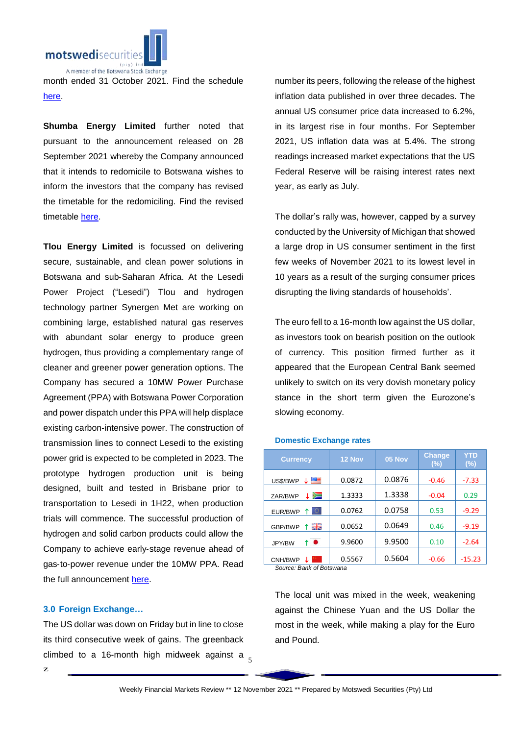month ended 31 October 2021. Find the schedule here.

**Shumba Energy Limited** further noted that pursuant to the announcement released on 28 September 2021 whereby the Company announced that it intends to redomicile to Botswana wishes to inform the investors that the company has revised the timetable for the redomiciling. Find the revised timetable here.

**Tlou Energy Limited** is focussed on delivering secure, sustainable, and clean power solutions in Botswana and sub-Saharan Africa. At the Lesedi Power Project ("Lesedi") Tlou and hydrogen technology partner Synergen Met are working on combining large, established natural gas reserves with abundant solar energy to produce green hydrogen, thus providing a complementary range of cleaner and greener power generation options. The Company has secured a 10MW Power Purchase Agreement (PPA) with Botswana Power Corporation and power dispatch under this PPA will help displace existing carbon-intensive power. The construction of transmission lines to connect Lesedi to the existing power grid is expected to be completed in 2023. The prototype hydrogen production unit is being designed, built and tested in Brisbane prior to transportation to Lesedi in 1H22, when production trials will commence. The successful production of hydrogen and solid carbon products could allow the Company to achieve early-stage revenue ahead of gas-to-power revenue under the 10MW PPA. Read the full announcement here.

## 3.0 Foreign Exchange…

The US dollar was down on Friday but in line to close its third consecutive week of gains. The greenback climbed to a 16-month high midweek against a number its peers, following the release of the highest inflation data published in over three decades. The annual US consumer price data increased to 6.2%, in its largest rise in four months. For September 2021, US inflation data was at 5.4%. The strong readings increased market expectations that the US Federal Reserve will be raising interest rates next year, as early as July.

The dollar's rally was, however, capped by a survey conducted by the University of Michigan that showed a large drop in US consumer sentiment in the first few weeks of November 2021 to its lowest level in 10 years as a result of the surging consumer prices disrupting the living standards of households'.

The euro fell to a 16-month low against the US dollar, as investors took on bearish position on the outlook of currency. This position firmed further as it appeared that the European Central Bank seemed unlikely to switch on its very dovish monetary policy stance in the short term given the Eurozone's slowing economy.

### Domestic Exchange rates

| Currency | 12 Nov | 05 Nov | Change (%) | YTD (%) |
|---|---|---|---|---|
| US$/BWP ↓ | 0.0872 | 0.0876 | -0.46 | -7.33 |
| ZAR/BWP ↓ | 1.3333 | 1.3338 | -0.04 | 0.29 |
| EUR/BWP ↑ | 0.0762 | 0.0758 | 0.53 | -9.29 |
| GBP/BWP ↑ | 0.0652 | 0.0649 | 0.46 | -9.19 |
| JPY/BWP ↑ | 9.9600 | 9.9500 | 0.10 | -2.64 |
| CNH/BWP ↓ | 0.5567 | 0.5604 | -0.66 | -15.23 |

*Source: Bank of Botswana*

The local unit was mixed in the week, weakening against the Chinese Yuan and the US Dollar the most in the week, while making a play for the Euro and Pound.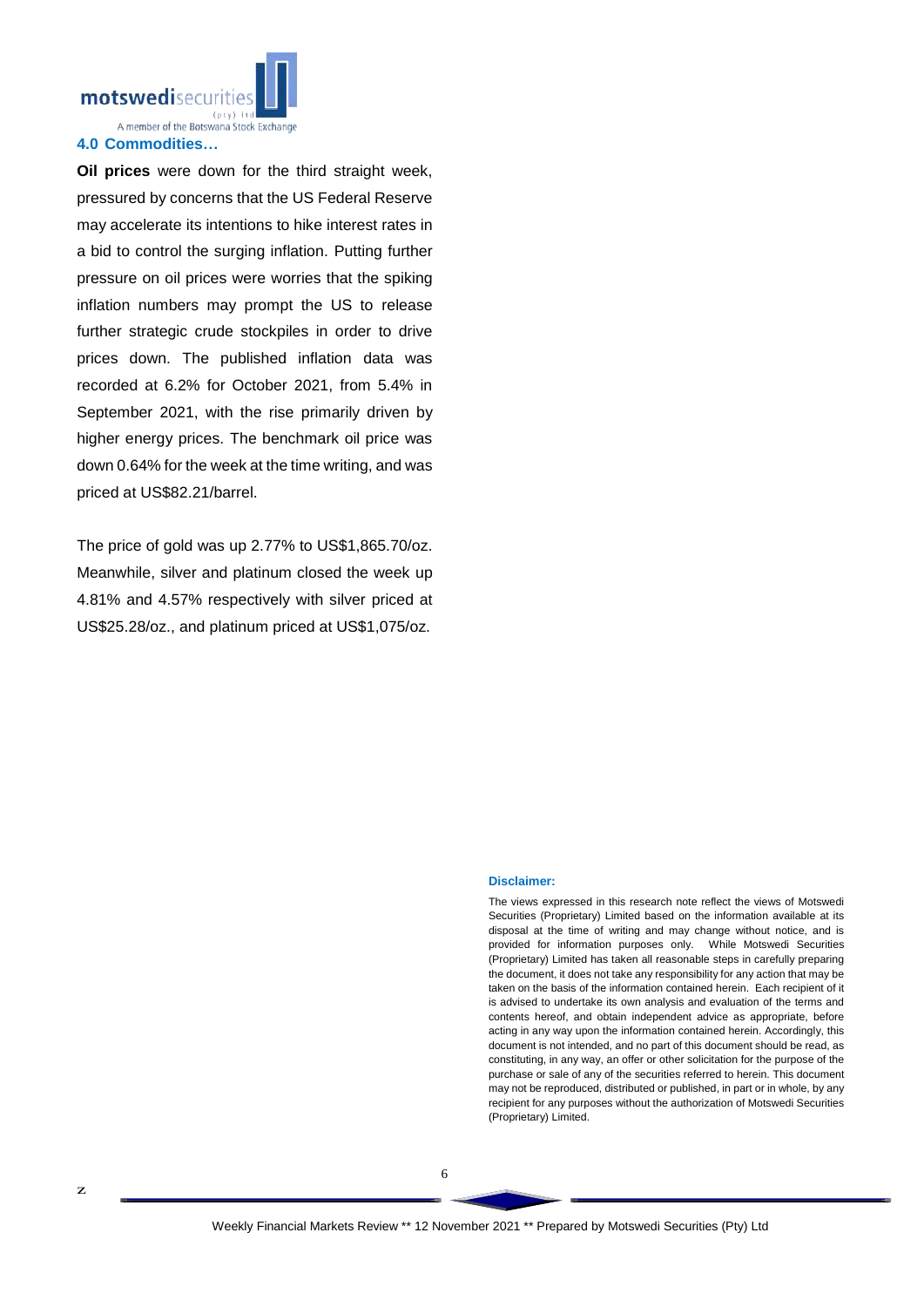## 4.0 Commodities…

**Oil prices** were down for the third straight week, pressured by concerns that the US Federal Reserve may accelerate its intentions to hike interest rates in a bid to control the surging inflation. Putting further pressure on oil prices were worries that the spiking inflation numbers may prompt the US to release further strategic crude stockpiles in order to drive prices down. The published inflation data was recorded at 6.2% for October 2021, from 5.4% in September 2021, with the rise primarily driven by higher energy prices. The benchmark oil price was down 0.64% for the week at the time writing, and was priced at US$82.21/barrel.

The price of gold was up 2.77% to US$1,865.70/oz. Meanwhile, silver and platinum closed the week up 4.81% and 4.57% respectively with silver priced at US$25.28/oz., and platinum priced at US$1,075/oz.

**Disclaimer:**

The views expressed in this research note reflect the views of Motswedi Securities (Proprietary) Limited based on the information available at its disposal at the time of writing and may change without notice, and is provided for information purposes only. While Motswedi Securities (Proprietary) Limited has taken all reasonable steps in carefully preparing the document, it does not take any responsibility for any action that may be taken on the basis of the information contained herein. Each recipient of it is advised to undertake its own analysis and evaluation of the terms and contents hereof, and obtain independent advice as appropriate, before acting in any way upon the information contained herein. Accordingly, this document is not intended, and no part of this document should be read, as constituting, in any way, an offer or other solicitation for the purpose of the purchase or sale of any of the securities referred to herein. This document may not be reproduced, distributed or published, in part or in whole, by any recipient for any purposes without the authorization of Motswedi Securities (Proprietary) Limited.